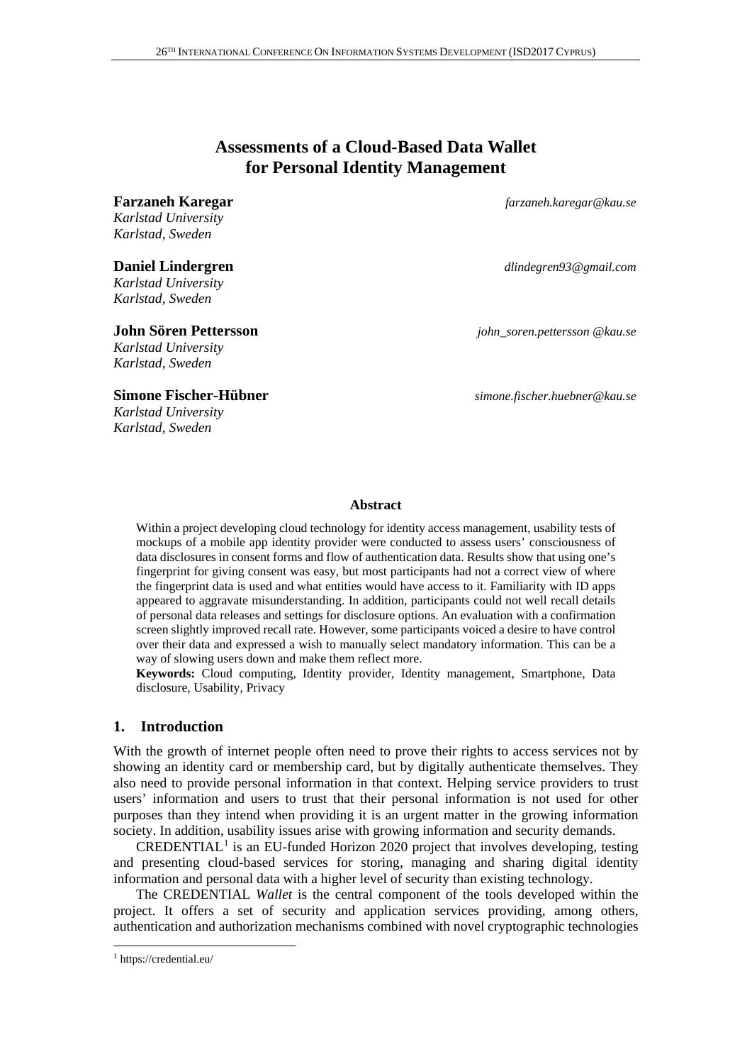# Assessments of a Cloud-Based Data Wallet for Personal Identity Management

**Farzaneh Karegar** *farzaneh.karegar@kau.se*
*Karlstad University*
*Karlstad, Sweden*

**Daniel Lindergren** *dlindegren93@gmail.com*
*Karlstad University*
*Karlstad, Sweden*

**John Sören Pettersson** *john_soren.pettersson @kau.se*
*Karlstad University*
*Karlstad, Sweden*

**Simone Fischer-Hübner** *simone.fischer.huebner@kau.se*
*Karlstad University*
*Karlstad, Sweden*

### Abstract

Within a project developing cloud technology for identity access management, usability tests of mockups of a mobile app identity provider were conducted to assess users' consciousness of data disclosures in consent forms and flow of authentication data. Results show that using one's fingerprint for giving consent was easy, but most participants had not a correct view of where the fingerprint data is used and what entities would have access to it. Familiarity with ID apps appeared to aggravate misunderstanding. In addition, participants could not well recall details of personal data releases and settings for disclosure options. An evaluation with a confirmation screen slightly improved recall rate. However, some participants voiced a desire to have control over their data and expressed a wish to manually select mandatory information. This can be a way of slowing users down and make them reflect more.

**Keywords:** Cloud computing, Identity provider, Identity management, Smartphone, Data disclosure, Usability, Privacy

## 1. Introduction

With the growth of internet people often need to prove their rights to access services not by showing an identity card or membership card, but by digitally authenticate themselves. They also need to provide personal information in that context. Helping service providers to trust users' information and users to trust that their personal information is not used for other purposes than they intend when providing it is an urgent matter in the growing information society. In addition, usability issues arise with growing information and security demands.

CREDENTIAL[1] is an EU-funded Horizon 2020 project that involves developing, testing and presenting cloud-based services for storing, managing and sharing digital identity information and personal data with a higher level of security than existing technology.

The CREDENTIAL *Wallet* is the central component of the tools developed within the project. It offers a set of security and application services providing, among others, authentication and authorization mechanisms combined with novel cryptographic technologies

[1] https://credential.eu/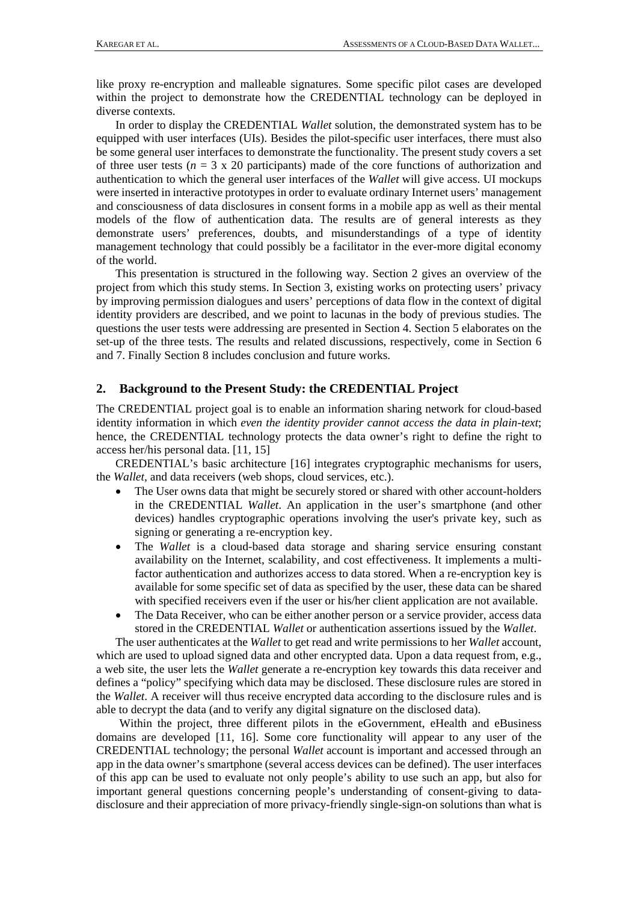like proxy re-encryption and malleable signatures. Some specific pilot cases are developed within the project to demonstrate how the CREDENTIAL technology can be deployed in diverse contexts.

In order to display the CREDENTIAL *Wallet* solution, the demonstrated system has to be equipped with user interfaces (UIs). Besides the pilot-specific user interfaces, there must also be some general user interfaces to demonstrate the functionality. The present study covers a set of three user tests ($n$ = 3 x 20 participants) made of the core functions of authorization and authentication to which the general user interfaces of the *Wallet* will give access. UI mockups were inserted in interactive prototypes in order to evaluate ordinary Internet users' management and consciousness of data disclosures in consent forms in a mobile app as well as their mental models of the flow of authentication data. The results are of general interests as they demonstrate users' preferences, doubts, and misunderstandings of a type of identity management technology that could possibly be a facilitator in the ever-more digital economy of the world.

This presentation is structured in the following way. Section 2 gives an overview of the project from which this study stems. In Section 3, existing works on protecting users' privacy by improving permission dialogues and users' perceptions of data flow in the context of digital identity providers are described, and we point to lacunas in the body of previous studies. The questions the user tests were addressing are presented in Section 4. Section 5 elaborates on the set-up of the three tests. The results and related discussions, respectively, come in Section 6 and 7. Finally Section 8 includes conclusion and future works.

## 2. Background to the Present Study: the CREDENTIAL Project

The CREDENTIAL project goal is to enable an information sharing network for cloud-based identity information in which *even the identity provider cannot access the data in plain-text*; hence, the CREDENTIAL technology protects the data owner's right to define the right to access her/his personal data. [11, 15]

CREDENTIAL's basic architecture [16] integrates cryptographic mechanisms for users, the *Wallet*, and data receivers (web shops, cloud services, etc.).

- The User owns data that might be securely stored or shared with other account-holders in the CREDENTIAL *Wallet*. An application in the user's smartphone (and other devices) handles cryptographic operations involving the user's private key, such as signing or generating a re-encryption key.
- The *Wallet* is a cloud-based data storage and sharing service ensuring constant availability on the Internet, scalability, and cost effectiveness. It implements a multi-factor authentication and authorizes access to data stored. When a re-encryption key is available for some specific set of data as specified by the user, these data can be shared with specified receivers even if the user or his/her client application are not available.
- The Data Receiver, who can be either another person or a service provider, access data stored in the CREDENTIAL *Wallet* or authentication assertions issued by the *Wallet*.

The user authenticates at the *Wallet* to get read and write permissions to her *Wallet* account, which are used to upload signed data and other encrypted data. Upon a data request from, e.g., a web site, the user lets the *Wallet* generate a re-encryption key towards this data receiver and defines a "policy" specifying which data may be disclosed. These disclosure rules are stored in the *Wallet*. A receiver will thus receive encrypted data according to the disclosure rules and is able to decrypt the data (and to verify any digital signature on the disclosed data).

Within the project, three different pilots in the eGovernment, eHealth and eBusiness domains are developed [11, 16]. Some core functionality will appear to any user of the CREDENTIAL technology; the personal *Wallet* account is important and accessed through an app in the data owner's smartphone (several access devices can be defined). The user interfaces of this app can be used to evaluate not only people's ability to use such an app, but also for important general questions concerning people's understanding of consent-giving to data-disclosure and their appreciation of more privacy-friendly single-sign-on solutions than what is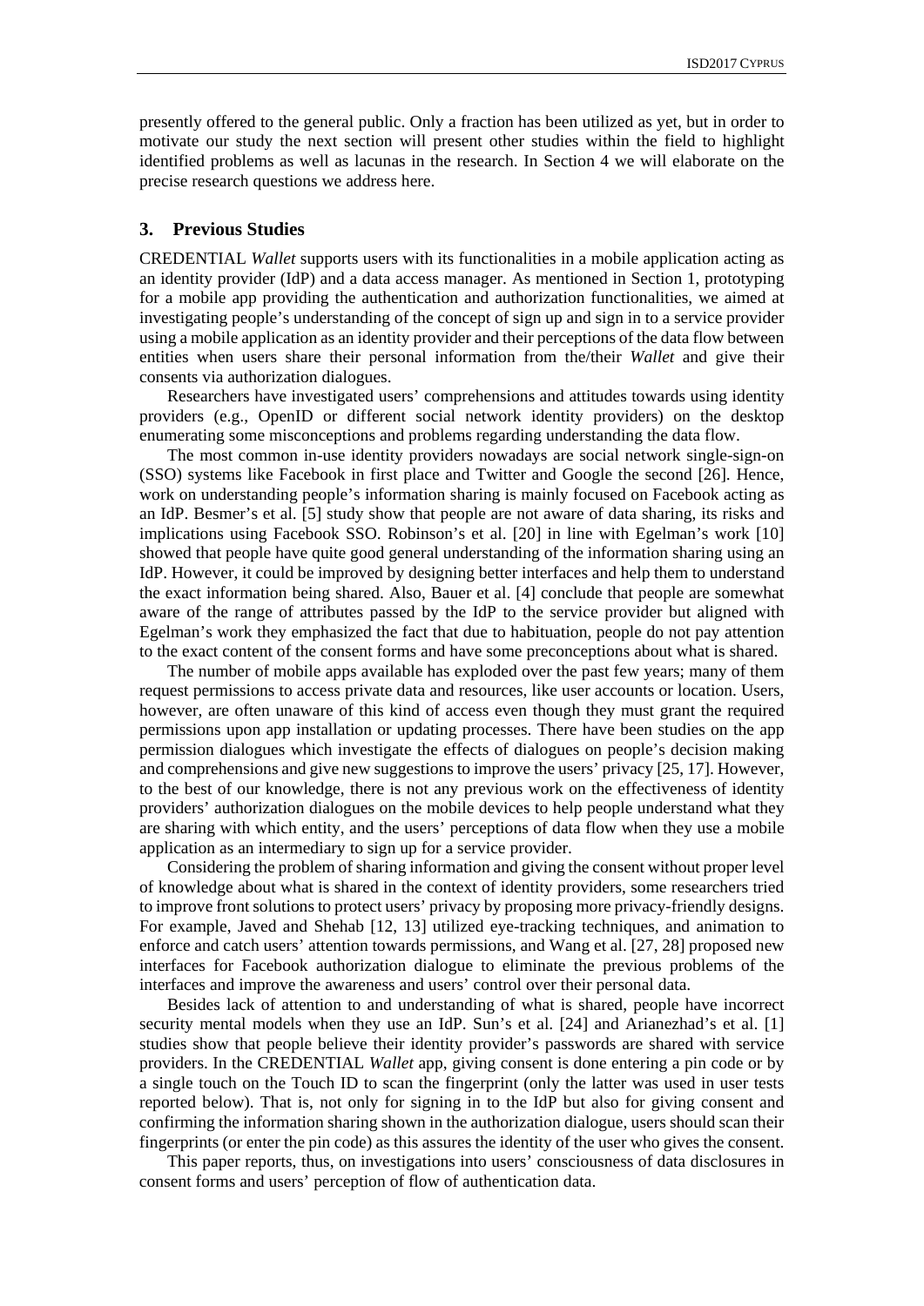presently offered to the general public. Only a fraction has been utilized as yet, but in order to motivate our study the next section will present other studies within the field to highlight identified problems as well as lacunas in the research. In Section 4 we will elaborate on the precise research questions we address here.

## 3. Previous Studies

CREDENTIAL *Wallet* supports users with its functionalities in a mobile application acting as an identity provider (IdP) and a data access manager. As mentioned in Section 1, prototyping for a mobile app providing the authentication and authorization functionalities, we aimed at investigating people's understanding of the concept of sign up and sign in to a service provider using a mobile application as an identity provider and their perceptions of the data flow between entities when users share their personal information from the/their *Wallet* and give their consents via authorization dialogues.

Researchers have investigated users' comprehensions and attitudes towards using identity providers (e.g., OpenID or different social network identity providers) on the desktop enumerating some misconceptions and problems regarding understanding the data flow.

The most common in-use identity providers nowadays are social network single-sign-on (SSO) systems like Facebook in first place and Twitter and Google the second [26]. Hence, work on understanding people's information sharing is mainly focused on Facebook acting as an IdP. Besmer's et al. [5] study show that people are not aware of data sharing, its risks and implications using Facebook SSO. Robinson's et al. [20] in line with Egelman's work [10] showed that people have quite good general understanding of the information sharing using an IdP. However, it could be improved by designing better interfaces and help them to understand the exact information being shared. Also, Bauer et al. [4] conclude that people are somewhat aware of the range of attributes passed by the IdP to the service provider but aligned with Egelman's work they emphasized the fact that due to habituation, people do not pay attention to the exact content of the consent forms and have some preconceptions about what is shared.

The number of mobile apps available has exploded over the past few years; many of them request permissions to access private data and resources, like user accounts or location. Users, however, are often unaware of this kind of access even though they must grant the required permissions upon app installation or updating processes. There have been studies on the app permission dialogues which investigate the effects of dialogues on people's decision making and comprehensions and give new suggestions to improve the users' privacy [25, 17]. However, to the best of our knowledge, there is not any previous work on the effectiveness of identity providers' authorization dialogues on the mobile devices to help people understand what they are sharing with which entity, and the users' perceptions of data flow when they use a mobile application as an intermediary to sign up for a service provider.

Considering the problem of sharing information and giving the consent without proper level of knowledge about what is shared in the context of identity providers, some researchers tried to improve front solutions to protect users' privacy by proposing more privacy-friendly designs. For example, Javed and Shehab [12, 13] utilized eye-tracking techniques, and animation to enforce and catch users' attention towards permissions, and Wang et al. [27, 28] proposed new interfaces for Facebook authorization dialogue to eliminate the previous problems of the interfaces and improve the awareness and users' control over their personal data.

Besides lack of attention to and understanding of what is shared, people have incorrect security mental models when they use an IdP. Sun's et al. [24] and Arianezhad's et al. [1] studies show that people believe their identity provider's passwords are shared with service providers. In the CREDENTIAL *Wallet* app, giving consent is done entering a pin code or by a single touch on the Touch ID to scan the fingerprint (only the latter was used in user tests reported below). That is, not only for signing in to the IdP but also for giving consent and confirming the information sharing shown in the authorization dialogue, users should scan their fingerprints (or enter the pin code) as this assures the identity of the user who gives the consent.

This paper reports, thus, on investigations into users' consciousness of data disclosures in consent forms and users' perception of flow of authentication data.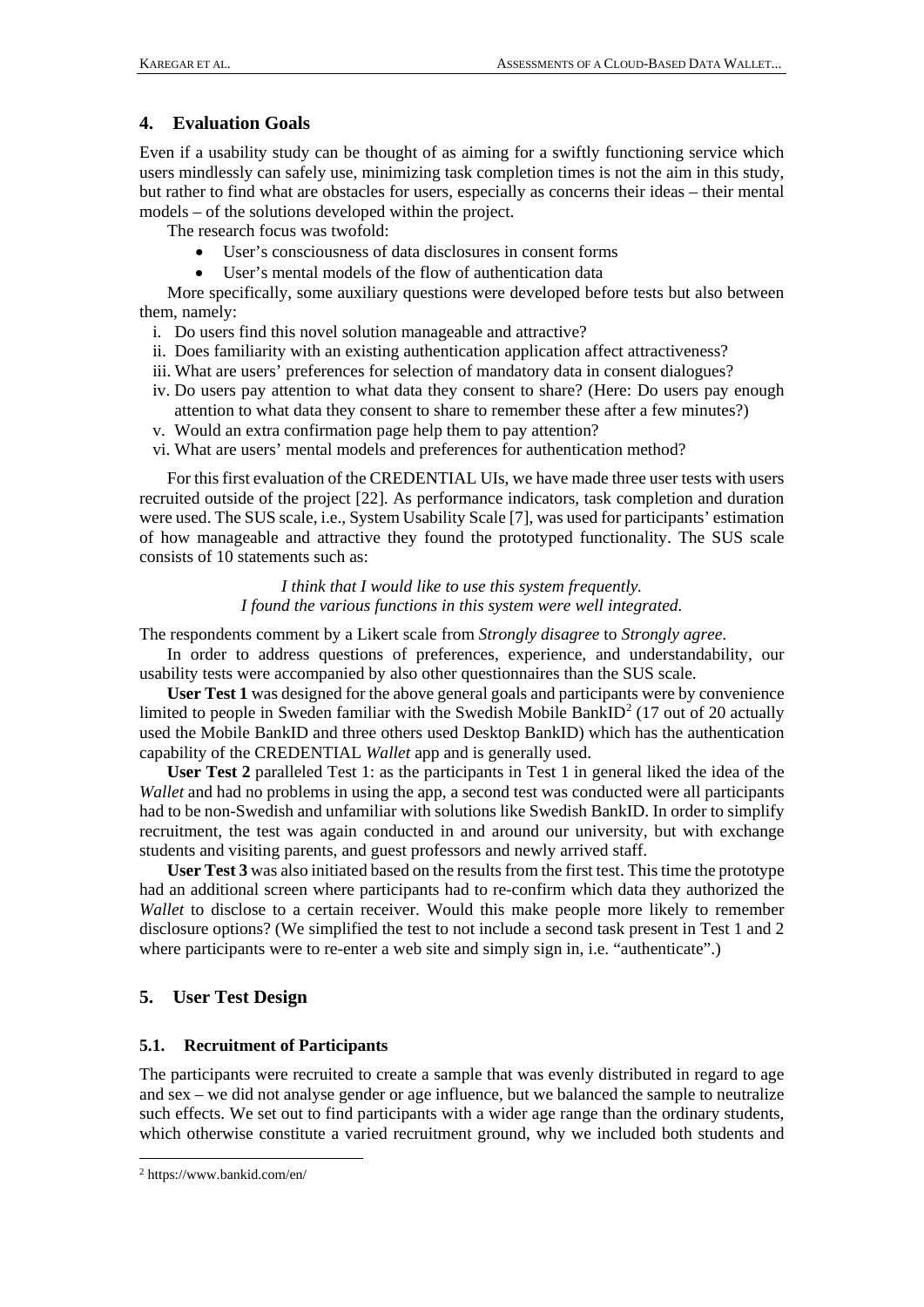## 4. Evaluation Goals

Even if a usability study can be thought of as aiming for a swiftly functioning service which users mindlessly can safely use, minimizing task completion times is not the aim in this study, but rather to find what are obstacles for users, especially as concerns their ideas – their mental models – of the solutions developed within the project.

The research focus was twofold:

- User's consciousness of data disclosures in consent forms
- User's mental models of the flow of authentication data

More specifically, some auxiliary questions were developed before tests but also between them, namely:

i. Do users find this novel solution manageable and attractive?
ii. Does familiarity with an existing authentication application affect attractiveness?
iii. What are users' preferences for selection of mandatory data in consent dialogues?
iv. Do users pay attention to what data they consent to share? (Here: Do users pay enough attention to what data they consent to share to remember these after a few minutes?)
v. Would an extra confirmation page help them to pay attention?
vi. What are users' mental models and preferences for authentication method?

For this first evaluation of the CREDENTIAL UIs, we have made three user tests with users recruited outside of the project [22]. As performance indicators, task completion and duration were used. The SUS scale, i.e., System Usability Scale [7], was used for participants' estimation of how manageable and attractive they found the prototyped functionality. The SUS scale consists of 10 statements such as:

*I think that I would like to use this system frequently.*
*I found the various functions in this system were well integrated.*

The respondents comment by a Likert scale from *Strongly disagree* to *Strongly agree*.

In order to address questions of preferences, experience, and understandability, our usability tests were accompanied by also other questionnaires than the SUS scale.

**User Test 1** was designed for the above general goals and participants were by convenience limited to people in Sweden familiar with the Swedish Mobile BankID[2] (17 out of 20 actually used the Mobile BankID and three others used Desktop BankID) which has the authentication capability of the CREDENTIAL *Wallet* app and is generally used.

**User Test 2** paralleled Test 1: as the participants in Test 1 in general liked the idea of the *Wallet* and had no problems in using the app, a second test was conducted were all participants had to be non-Swedish and unfamiliar with solutions like Swedish BankID. In order to simplify recruitment, the test was again conducted in and around our university, but with exchange students and visiting parents, and guest professors and newly arrived staff.

**User Test 3** was also initiated based on the results from the first test. This time the prototype had an additional screen where participants had to re-confirm which data they authorized the *Wallet* to disclose to a certain receiver. Would this make people more likely to remember disclosure options? (We simplified the test to not include a second task present in Test 1 and 2 where participants were to re-enter a web site and simply sign in, i.e. "authenticate".)

## 5. User Test Design

### 5.1. Recruitment of Participants

The participants were recruited to create a sample that was evenly distributed in regard to age and sex – we did not analyse gender or age influence, but we balanced the sample to neutralize such effects. We set out to find participants with a wider age range than the ordinary students, which otherwise constitute a varied recruitment ground, why we included both students and

[2] https://www.bankid.com/en/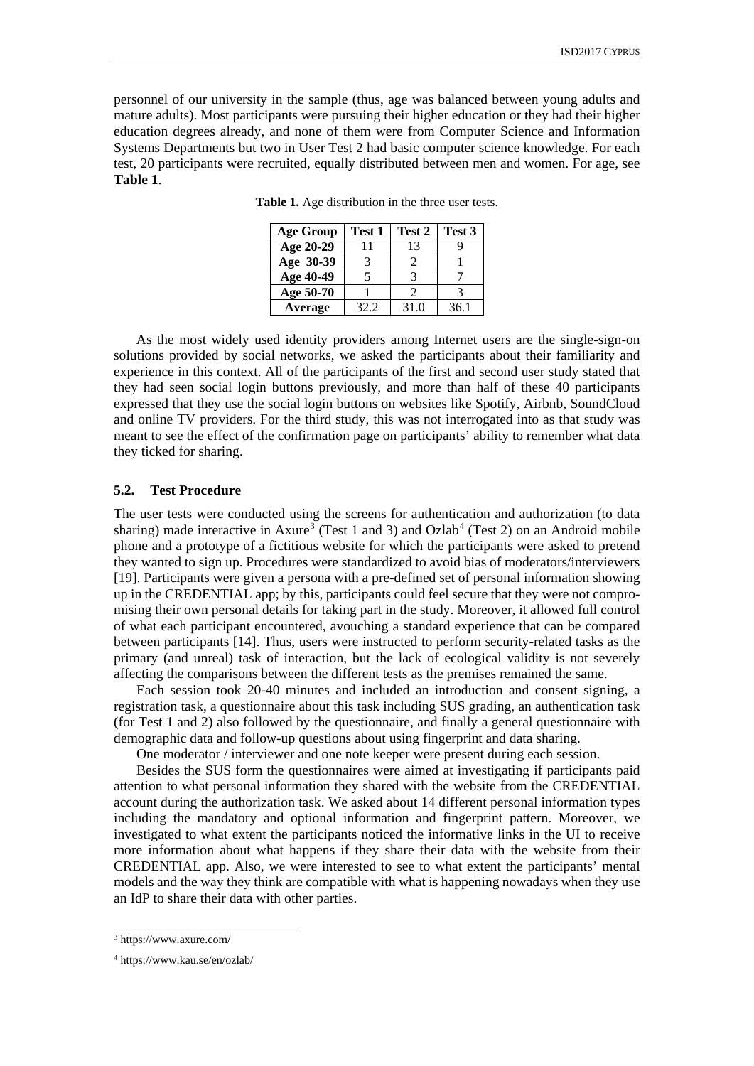personnel of our university in the sample (thus, age was balanced between young adults and mature adults). Most participants were pursuing their higher education or they had their higher education degrees already, and none of them were from Computer Science and Information Systems Departments but two in User Test 2 had basic computer science knowledge. For each test, 20 participants were recruited, equally distributed between men and women. For age, see **Table 1**.

**Table 1.** Age distribution in the three user tests.

| Age Group | Test 1 | Test 2 | Test 3 |
|---|---|---|---|
| Age 20-29 | 11 | 13 | 9 |
| Age 30-39 | 3 | 2 | 1 |
| Age 40-49 | 5 | 3 | 7 |
| Age 50-70 | 1 | 2 | 3 |
| Average | 32.2 | 31.0 | 36.1 |

As the most widely used identity providers among Internet users are the single-sign-on solutions provided by social networks, we asked the participants about their familiarity and experience in this context. All of the participants of the first and second user study stated that they had seen social login buttons previously, and more than half of these 40 participants expressed that they use the social login buttons on websites like Spotify, Airbnb, SoundCloud and online TV providers. For the third study, this was not interrogated into as that study was meant to see the effect of the confirmation page on participants' ability to remember what data they ticked for sharing.

### 5.2. Test Procedure

The user tests were conducted using the screens for authentication and authorization (to data sharing) made interactive in Axure[3] (Test 1 and 3) and Ozlab[4] (Test 2) on an Android mobile phone and a prototype of a fictitious website for which the participants were asked to pretend they wanted to sign up. Procedures were standardized to avoid bias of moderators/interviewers [19]. Participants were given a persona with a pre-defined set of personal information showing up in the CREDENTIAL app; by this, participants could feel secure that they were not compromising their own personal details for taking part in the study. Moreover, it allowed full control of what each participant encountered, avouching a standard experience that can be compared between participants [14]. Thus, users were instructed to perform security-related tasks as the primary (and unreal) task of interaction, but the lack of ecological validity is not severely affecting the comparisons between the different tests as the premises remained the same.

Each session took 20-40 minutes and included an introduction and consent signing, a registration task, a questionnaire about this task including SUS grading, an authentication task (for Test 1 and 2) also followed by the questionnaire, and finally a general questionnaire with demographic data and follow-up questions about using fingerprint and data sharing.

One moderator / interviewer and one note keeper were present during each session.

Besides the SUS form the questionnaires were aimed at investigating if participants paid attention to what personal information they shared with the website from the CREDENTIAL account during the authorization task. We asked about 14 different personal information types including the mandatory and optional information and fingerprint pattern. Moreover, we investigated to what extent the participants noticed the informative links in the UI to receive more information about what happens if they share their data with the website from their CREDENTIAL app. Also, we were interested to see to what extent the participants' mental models and the way they think are compatible with what is happening nowadays when they use an IdP to share their data with other parties.

[3] https://www.axure.com/

[4] https://www.kau.se/en/ozlab/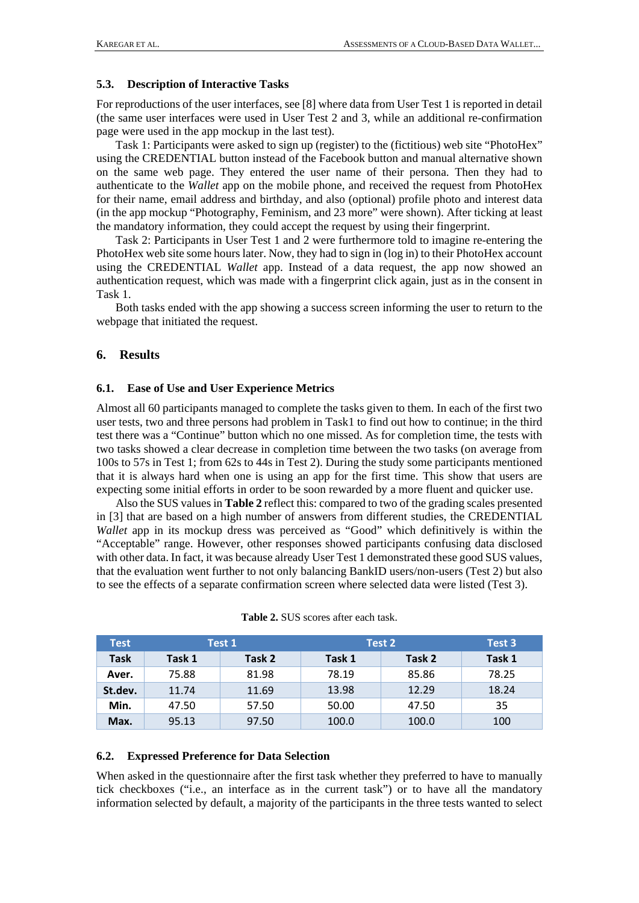### 5.3. Description of Interactive Tasks

For reproductions of the user interfaces, see [8] where data from User Test 1 is reported in detail (the same user interfaces were used in User Test 2 and 3, while an additional re-confirmation page were used in the app mockup in the last test).

Task 1: Participants were asked to sign up (register) to the (fictitious) web site "PhotoHex" using the CREDENTIAL button instead of the Facebook button and manual alternative shown on the same web page. They entered the user name of their persona. Then they had to authenticate to the *Wallet* app on the mobile phone, and received the request from PhotoHex for their name, email address and birthday, and also (optional) profile photo and interest data (in the app mockup "Photography, Feminism, and 23 more" were shown). After ticking at least the mandatory information, they could accept the request by using their fingerprint.

Task 2: Participants in User Test 1 and 2 were furthermore told to imagine re-entering the PhotoHex web site some hours later. Now, they had to sign in (log in) to their PhotoHex account using the CREDENTIAL *Wallet* app. Instead of a data request, the app now showed an authentication request, which was made with a fingerprint click again, just as in the consent in Task 1.

Both tasks ended with the app showing a success screen informing the user to return to the webpage that initiated the request.

## 6. Results

### 6.1. Ease of Use and User Experience Metrics

Almost all 60 participants managed to complete the tasks given to them. In each of the first two user tests, two and three persons had problem in Task1 to find out how to continue; in the third test there was a "Continue" button which no one missed. As for completion time, the tests with two tasks showed a clear decrease in completion time between the two tasks (on average from 100s to 57s in Test 1; from 62s to 44s in Test 2). During the study some participants mentioned that it is always hard when one is using an app for the first time. This show that users are expecting some initial efforts in order to be soon rewarded by a more fluent and quicker use.

Also the SUS values in **Table 2** reflect this: compared to two of the grading scales presented in [3] that are based on a high number of answers from different studies, the CREDENTIAL *Wallet* app in its mockup dress was perceived as "Good" which definitively is within the "Acceptable" range. However, other responses showed participants confusing data disclosed with other data. In fact, it was because already User Test 1 demonstrated these good SUS values, that the evaluation went further to not only balancing BankID users/non-users (Test 2) but also to see the effects of a separate confirmation screen where selected data were listed (Test 3).

**Table 2.** SUS scores after each task.

| Test | Test 1 | | Test 2 | | Test 3 |
|---|---|---|---|---|---|
| **Task** | **Task 1** | **Task 2** | **Task 1** | **Task 2** | **Task 1** |
| **Aver.** | 75.88 | 81.98 | 78.19 | 85.86 | 78.25 |
| **St.dev.** | 11.74 | 11.69 | 13.98 | 12.29 | 18.24 |
| **Min.** | 47.50 | 57.50 | 50.00 | 47.50 | 35 |
| **Max.** | 95.13 | 97.50 | 100.0 | 100.0 | 100 |

### 6.2. Expressed Preference for Data Selection

When asked in the questionnaire after the first task whether they preferred to have to manually tick checkboxes ("i.e., an interface as in the current task") or to have all the mandatory information selected by default, a majority of the participants in the three tests wanted to select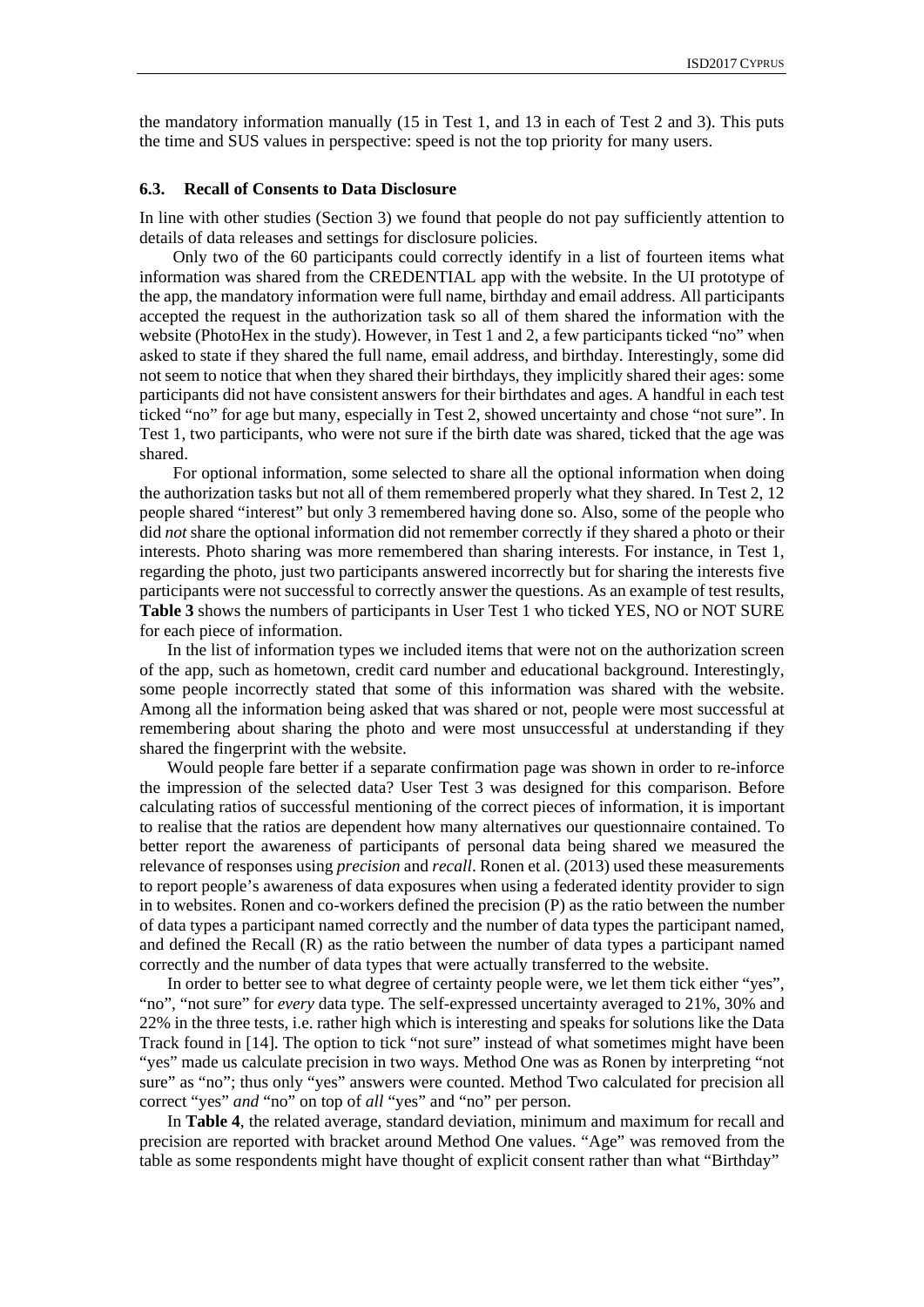the mandatory information manually (15 in Test 1, and 13 in each of Test 2 and 3). This puts the time and SUS values in perspective: speed is not the top priority for many users.

### 6.3. Recall of Consents to Data Disclosure

In line with other studies (Section 3) we found that people do not pay sufficiently attention to details of data releases and settings for disclosure policies.

Only two of the 60 participants could correctly identify in a list of fourteen items what information was shared from the CREDENTIAL app with the website. In the UI prototype of the app, the mandatory information were full name, birthday and email address. All participants accepted the request in the authorization task so all of them shared the information with the website (PhotoHex in the study). However, in Test 1 and 2, a few participants ticked "no" when asked to state if they shared the full name, email address, and birthday. Interestingly, some did not seem to notice that when they shared their birthdays, they implicitly shared their ages: some participants did not have consistent answers for their birthdates and ages. A handful in each test ticked "no" for age but many, especially in Test 2, showed uncertainty and chose "not sure". In Test 1, two participants, who were not sure if the birth date was shared, ticked that the age was shared.

For optional information, some selected to share all the optional information when doing the authorization tasks but not all of them remembered properly what they shared. In Test 2, 12 people shared "interest" but only 3 remembered having done so. Also, some of the people who did *not* share the optional information did not remember correctly if they shared a photo or their interests. Photo sharing was more remembered than sharing interests. For instance, in Test 1, regarding the photo, just two participants answered incorrectly but for sharing the interests five participants were not successful to correctly answer the questions. As an example of test results, **Table 3** shows the numbers of participants in User Test 1 who ticked YES, NO or NOT SURE for each piece of information.

In the list of information types we included items that were not on the authorization screen of the app, such as hometown, credit card number and educational background. Interestingly, some people incorrectly stated that some of this information was shared with the website. Among all the information being asked that was shared or not, people were most successful at remembering about sharing the photo and were most unsuccessful at understanding if they shared the fingerprint with the website.

Would people fare better if a separate confirmation page was shown in order to re-inforce the impression of the selected data? User Test 3 was designed for this comparison. Before calculating ratios of successful mentioning of the correct pieces of information, it is important to realise that the ratios are dependent how many alternatives our questionnaire contained. To better report the awareness of participants of personal data being shared we measured the relevance of responses using *precision* and *recall*. Ronen et al. (2013) used these measurements to report people's awareness of data exposures when using a federated identity provider to sign in to websites. Ronen and co-workers defined the precision (P) as the ratio between the number of data types a participant named correctly and the number of data types the participant named, and defined the Recall (R) as the ratio between the number of data types a participant named correctly and the number of data types that were actually transferred to the website.

In order to better see to what degree of certainty people were, we let them tick either "yes", "no", "not sure" for *every* data type. The self-expressed uncertainty averaged to 21%, 30% and 22% in the three tests, i.e. rather high which is interesting and speaks for solutions like the Data Track found in [14]. The option to tick "not sure" instead of what sometimes might have been "yes" made us calculate precision in two ways. Method One was as Ronen by interpreting "not sure" as "no"; thus only "yes" answers were counted. Method Two calculated for precision all correct "yes" *and* "no" on top of *all* "yes" and "no" per person.

In **Table 4**, the related average, standard deviation, minimum and maximum for recall and precision are reported with bracket around Method One values. "Age" was removed from the table as some respondents might have thought of explicit consent rather than what "Birthday"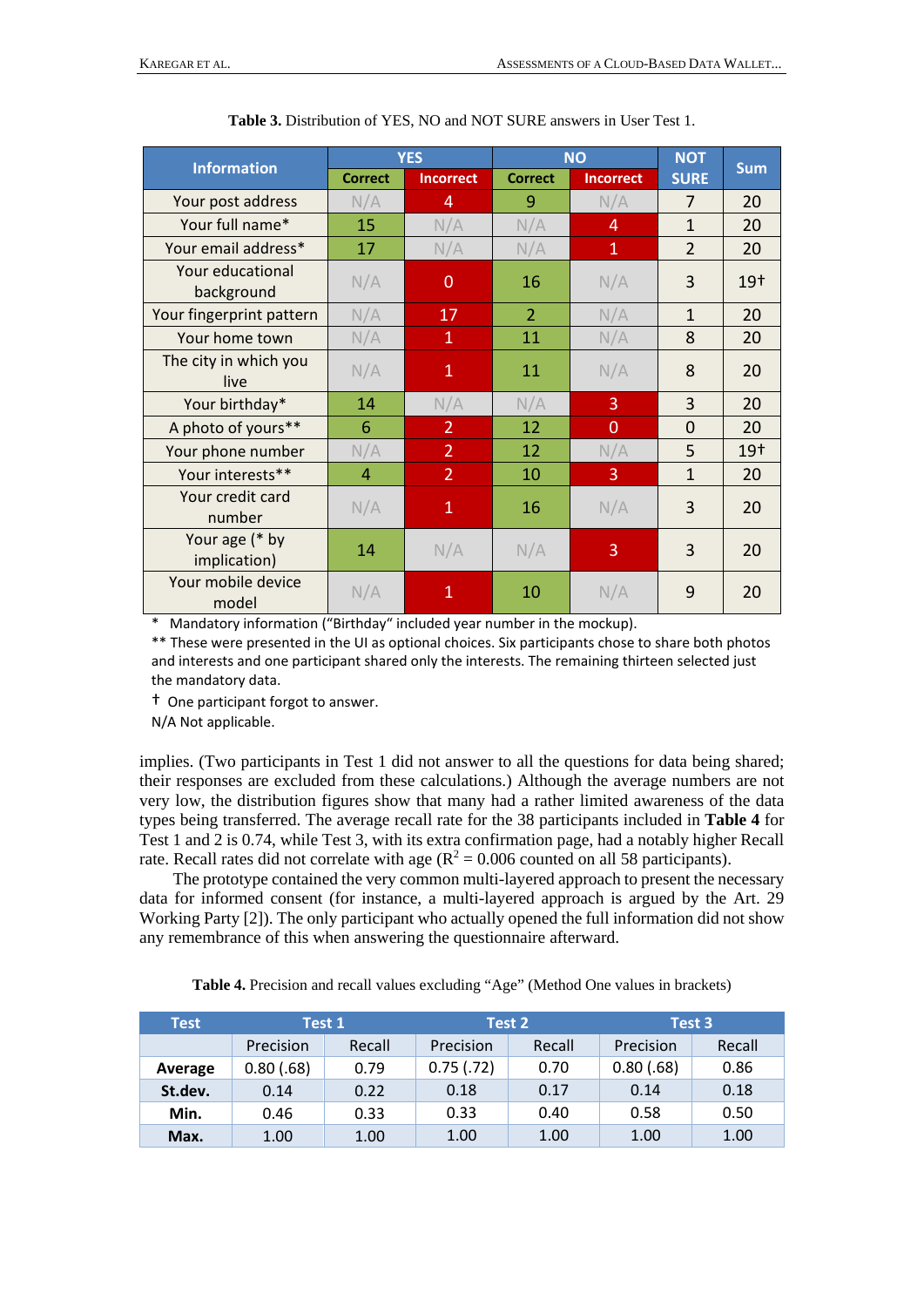**Table 3.** Distribution of YES, NO and NOT SURE answers in User Test 1.

| Information | YES | | NO | | NOT SURE | Sum |
|---|---|---|---|---|---|---|
| | Correct | Incorrect | Correct | Incorrect | | |
| Your post address | N/A | 4 | 9 | N/A | 7 | 20 |
| Your full name* | 15 | N/A | N/A | 4 | 1 | 20 |
| Your email address* | 17 | N/A | N/A | 1 | 2 | 20 |
| Your educational background | N/A | 0 | 16 | N/A | 3 | 19† |
| Your fingerprint pattern | N/A | 17 | 2 | N/A | 1 | 20 |
| Your home town | N/A | 1 | 11 | N/A | 8 | 20 |
| The city in which you live | N/A | 1 | 11 | N/A | 8 | 20 |
| Your birthday* | 14 | N/A | N/A | 3 | 3 | 20 |
| A photo of yours** | 6 | 2 | 12 | 0 | 0 | 20 |
| Your phone number | N/A | 2 | 12 | N/A | 5 | 19† |
| Your interests** | 4 | 2 | 10 | 3 | 1 | 20 |
| Your credit card number | N/A | 1 | 16 | N/A | 3 | 20 |
| Your age (* by implication) | 14 | N/A | N/A | 3 | 3 | 20 |
| Your mobile device model | N/A | 1 | 10 | N/A | 9 | 20 |

\* Mandatory information ("Birthday" included year number in the mockup).

** These were presented in the UI as optional choices. Six participants chose to share both photos and interests and one participant shared only the interests. The remaining thirteen selected just the mandatory data.

† One participant forgot to answer.

N/A Not applicable.

implies. (Two participants in Test 1 did not answer to all the questions for data being shared; their responses are excluded from these calculations.) Although the average numbers are not very low, the distribution figures show that many had a rather limited awareness of the data types being transferred. The average recall rate for the 38 participants included in **Table 4** for Test 1 and 2 is 0.74, while Test 3, with its extra confirmation page, had a notably higher Recall rate. Recall rates did not correlate with age ($R^2 = 0.006$ counted on all 58 participants).

The prototype contained the very common multi-layered approach to present the necessary data for informed consent (for instance, a multi-layered approach is argued by the Art. 29 Working Party [2]). The only participant who actually opened the full information did not show any remembrance of this when answering the questionnaire afterward.

**Table 4.** Precision and recall values excluding "Age" (Method One values in brackets)

| Test | Test 1 | | Test 2 | | Test 3 | |
|---|---|---|---|---|---|---|
| | Precision | Recall | Precision | Recall | Precision | Recall |
| **Average** | 0.80 (.68) | 0.79 | 0.75 (.72) | 0.70 | 0.80 (.68) | 0.86 |
| **St.dev.** | 0.14 | 0.22 | 0.18 | 0.17 | 0.14 | 0.18 |
| **Min.** | 0.46 | 0.33 | 0.33 | 0.40 | 0.58 | 0.50 |
| **Max.** | 1.00 | 1.00 | 1.00 | 1.00 | 1.00 | 1.00 |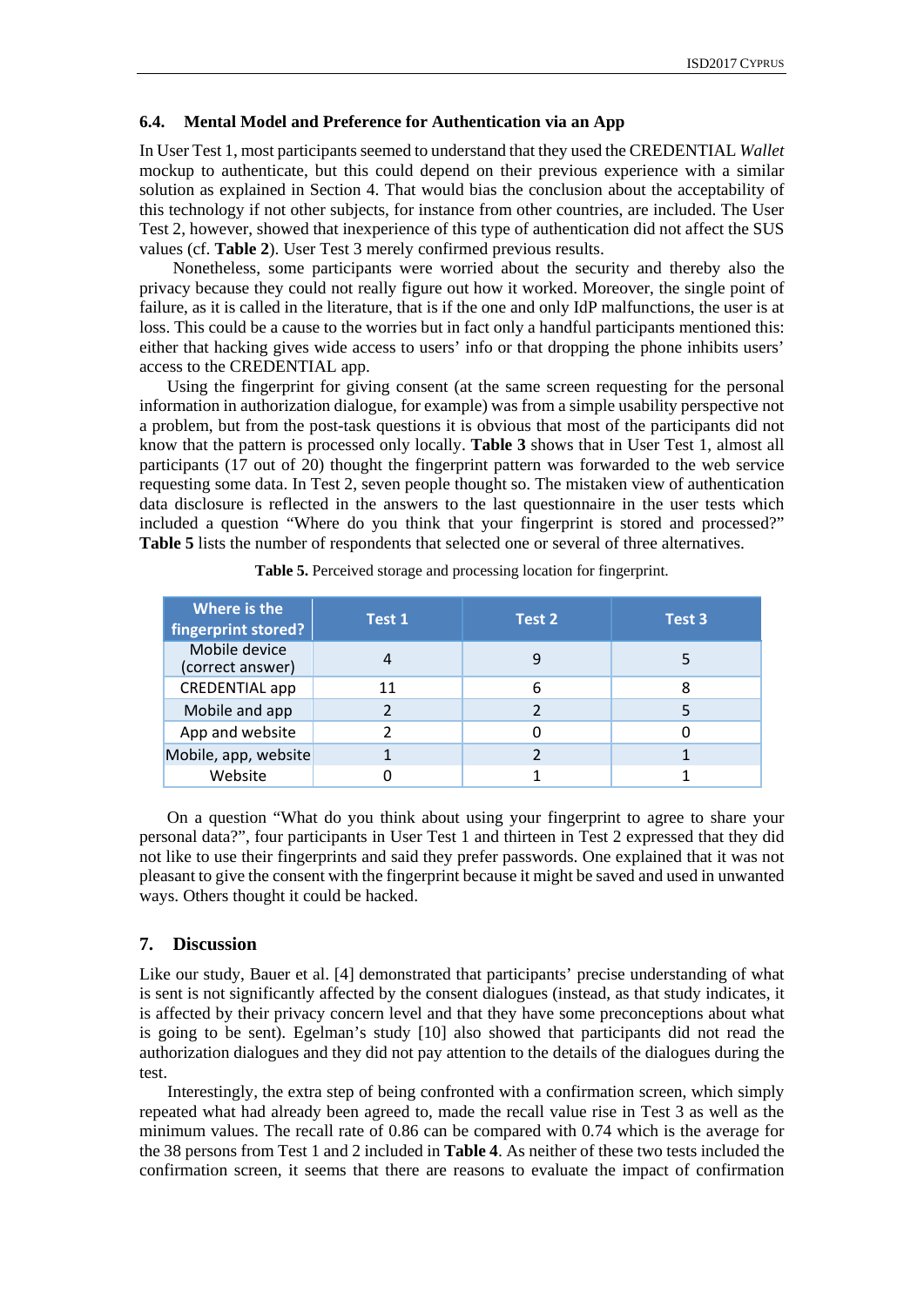### 6.4. Mental Model and Preference for Authentication via an App

In User Test 1, most participants seemed to understand that they used the CREDENTIAL *Wallet* mockup to authenticate, but this could depend on their previous experience with a similar solution as explained in Section 4. That would bias the conclusion about the acceptability of this technology if not other subjects, for instance from other countries, are included. The User Test 2, however, showed that inexperience of this type of authentication did not affect the SUS values (cf. **Table 2**). User Test 3 merely confirmed previous results.

Nonetheless, some participants were worried about the security and thereby also the privacy because they could not really figure out how it worked. Moreover, the single point of failure, as it is called in the literature, that is if the one and only IdP malfunctions, the user is at loss. This could be a cause to the worries but in fact only a handful participants mentioned this: either that hacking gives wide access to users' info or that dropping the phone inhibits users' access to the CREDENTIAL app.

Using the fingerprint for giving consent (at the same screen requesting for the personal information in authorization dialogue, for example) was from a simple usability perspective not a problem, but from the post-task questions it is obvious that most of the participants did not know that the pattern is processed only locally. **Table 3** shows that in User Test 1, almost all participants (17 out of 20) thought the fingerprint pattern was forwarded to the web service requesting some data. In Test 2, seven people thought so. The mistaken view of authentication data disclosure is reflected in the answers to the last questionnaire in the user tests which included a question "Where do you think that your fingerprint is stored and processed?" **Table 5** lists the number of respondents that selected one or several of three alternatives.

**Table 5.** Perceived storage and processing location for fingerprint.

| Where is the fingerprint stored? | Test 1 | Test 2 | Test 3 |
|---|---|---|---|
| Mobile device (correct answer) | 4 | 9 | 5 |
| CREDENTIAL app | 11 | 6 | 8 |
| Mobile and app | 2 | 2 | 5 |
| App and website | 2 | 0 | 0 |
| Mobile, app, website | 1 | 2 | 1 |
| Website | 0 | 1 | 1 |

On a question "What do you think about using your fingerprint to agree to share your personal data?", four participants in User Test 1 and thirteen in Test 2 expressed that they did not like to use their fingerprints and said they prefer passwords. One explained that it was not pleasant to give the consent with the fingerprint because it might be saved and used in unwanted ways. Others thought it could be hacked.

## 7. Discussion

Like our study, Bauer et al. [4] demonstrated that participants' precise understanding of what is sent is not significantly affected by the consent dialogues (instead, as that study indicates, it is affected by their privacy concern level and that they have some preconceptions about what is going to be sent). Egelman's study [10] also showed that participants did not read the authorization dialogues and they did not pay attention to the details of the dialogues during the test.

Interestingly, the extra step of being confronted with a confirmation screen, which simply repeated what had already been agreed to, made the recall value rise in Test 3 as well as the minimum values. The recall rate of 0.86 can be compared with 0.74 which is the average for the 38 persons from Test 1 and 2 included in **Table 4**. As neither of these two tests included the confirmation screen, it seems that there are reasons to evaluate the impact of confirmation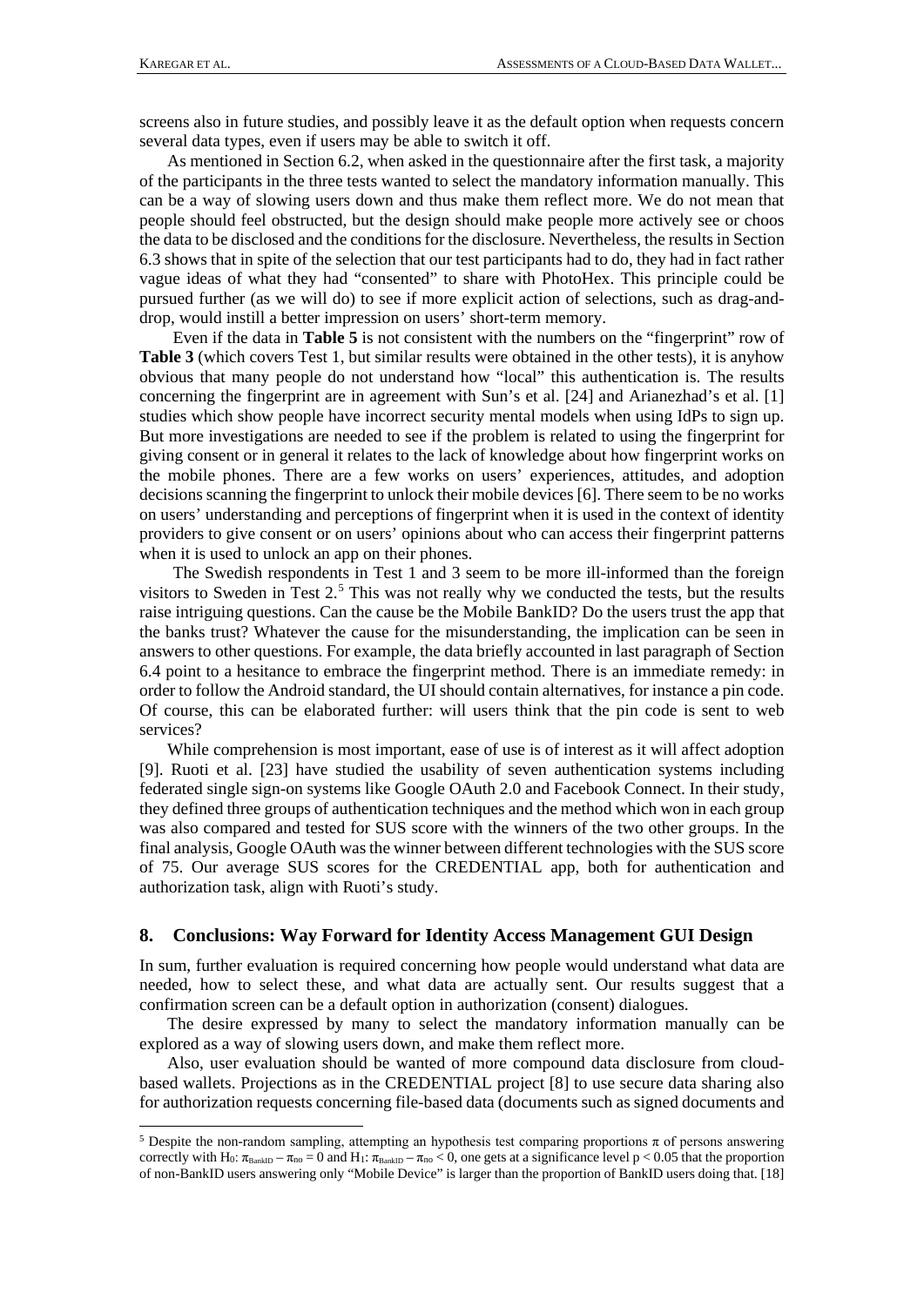screens also in future studies, and possibly leave it as the default option when requests concern several data types, even if users may be able to switch it off.

As mentioned in Section 6.2, when asked in the questionnaire after the first task, a majority of the participants in the three tests wanted to select the mandatory information manually. This can be a way of slowing users down and thus make them reflect more. We do not mean that people should feel obstructed, but the design should make people more actively see or choos the data to be disclosed and the conditions for the disclosure. Nevertheless, the results in Section 6.3 shows that in spite of the selection that our test participants had to do, they had in fact rather vague ideas of what they had "consented" to share with PhotoHex. This principle could be pursued further (as we will do) to see if more explicit action of selections, such as drag-and-drop, would instill a better impression on users' short-term memory.

Even if the data in **Table 5** is not consistent with the numbers on the "fingerprint" row of **Table 3** (which covers Test 1, but similar results were obtained in the other tests), it is anyhow obvious that many people do not understand how "local" this authentication is. The results concerning the fingerprint are in agreement with Sun's et al. [24] and Arianezhad's et al. [1] studies which show people have incorrect security mental models when using IdPs to sign up. But more investigations are needed to see if the problem is related to using the fingerprint for giving consent or in general it relates to the lack of knowledge about how fingerprint works on the mobile phones. There are a few works on users' experiences, attitudes, and adoption decisions scanning the fingerprint to unlock their mobile devices [6]. There seem to be no works on users' understanding and perceptions of fingerprint when it is used in the context of identity providers to give consent or on users' opinions about who can access their fingerprint patterns when it is used to unlock an app on their phones.

The Swedish respondents in Test 1 and 3 seem to be more ill-informed than the foreign visitors to Sweden in Test 2.[5] This was not really why we conducted the tests, but the results raise intriguing questions. Can the cause be the Mobile BankID? Do the users trust the app that the banks trust? Whatever the cause for the misunderstanding, the implication can be seen in answers to other questions. For example, the data briefly accounted in last paragraph of Section 6.4 point to a hesitance to embrace the fingerprint method. There is an immediate remedy: in order to follow the Android standard, the UI should contain alternatives, for instance a pin code. Of course, this can be elaborated further: will users think that the pin code is sent to web services?

While comprehension is most important, ease of use is of interest as it will affect adoption [9]. Ruoti et al. [23] have studied the usability of seven authentication systems including federated single sign-on systems like Google OAuth 2.0 and Facebook Connect. In their study, they defined three groups of authentication techniques and the method which won in each group was also compared and tested for SUS score with the winners of the two other groups. In the final analysis, Google OAuth was the winner between different technologies with the SUS score of 75. Our average SUS scores for the CREDENTIAL app, both for authentication and authorization task, align with Ruoti's study.

## 8. Conclusions: Way Forward for Identity Access Management GUI Design

In sum, further evaluation is required concerning how people would understand what data are needed, how to select these, and what data are actually sent. Our results suggest that a confirmation screen can be a default option in authorization (consent) dialogues.

The desire expressed by many to select the mandatory information manually can be explored as a way of slowing users down, and make them reflect more.

Also, user evaluation should be wanted of more compound data disclosure from cloud-based wallets. Projections as in the CREDENTIAL project [8] to use secure data sharing also for authorization requests concerning file-based data (documents such as signed documents and

---

[5] Despite the non-random sampling, attempting an hypothesis test comparing proportions $\pi$ of persons answering correctly with $H_0$: $\pi_{BankID} - \pi_{no} = 0$ and $H_1$: $\pi_{BankID} - \pi_{no} < 0$, one gets at a significance level $p < 0.05$ that the proportion of non-BankID users answering only "Mobile Device" is larger than the proportion of BankID users doing that. [18]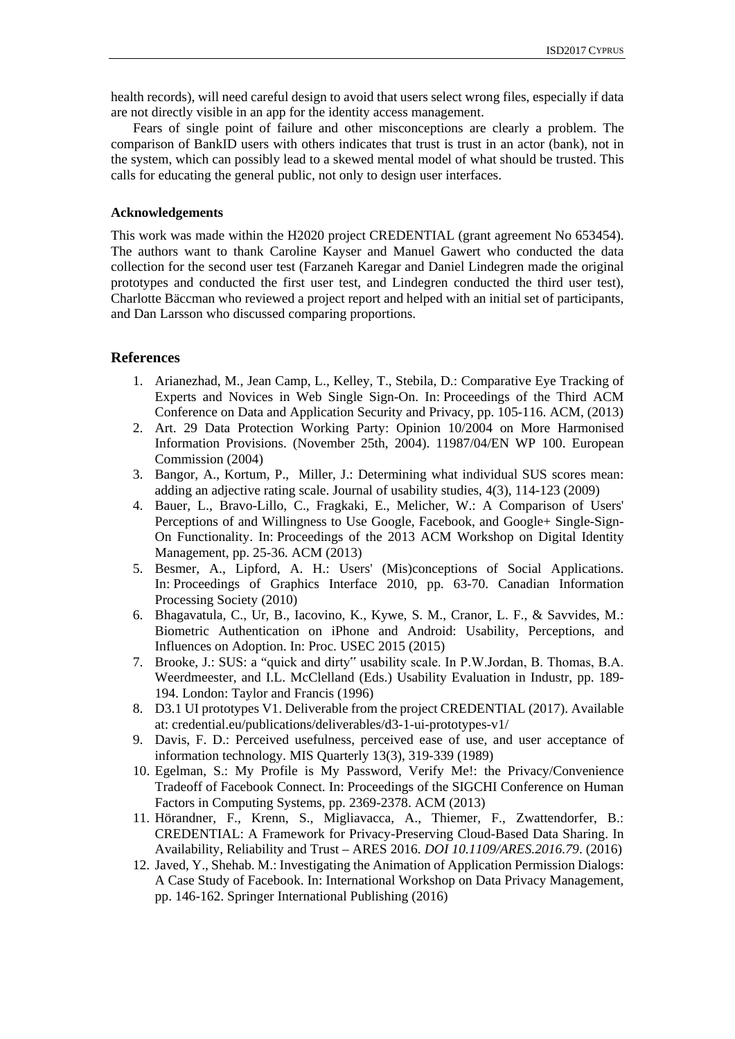health records), will need careful design to avoid that users select wrong files, especially if data are not directly visible in an app for the identity access management.

Fears of single point of failure and other misconceptions are clearly a problem. The comparison of BankID users with others indicates that trust is trust in an actor (bank), not in the system, which can possibly lead to a skewed mental model of what should be trusted. This calls for educating the general public, not only to design user interfaces.

### Acknowledgements

This work was made within the H2020 project CREDENTIAL (grant agreement No 653454). The authors want to thank Caroline Kayser and Manuel Gawert who conducted the data collection for the second user test (Farzaneh Karegar and Daniel Lindegren made the original prototypes and conducted the first user test, and Lindegren conducted the third user test), Charlotte Bäccman who reviewed a project report and helped with an initial set of participants, and Dan Larsson who discussed comparing proportions.

## References

1. Arianezhad, M., Jean Camp, L., Kelley, T., Stebila, D.: Comparative Eye Tracking of Experts and Novices in Web Single Sign-On. In: Proceedings of the Third ACM Conference on Data and Application Security and Privacy, pp. 105-116. ACM, (2013)
2. Art. 29 Data Protection Working Party: Opinion 10/2004 on More Harmonised Information Provisions. (November 25th, 2004). 11987/04/EN WP 100. European Commission (2004)
3. Bangor, A., Kortum, P., Miller, J.: Determining what individual SUS scores mean: adding an adjective rating scale. Journal of usability studies, 4(3), 114-123 (2009)
4. Bauer, L., Bravo-Lillo, C., Fragkaki, E., Melicher, W.: A Comparison of Users' Perceptions of and Willingness to Use Google, Facebook, and Google+ Single-Sign-On Functionality. In: Proceedings of the 2013 ACM Workshop on Digital Identity Management, pp. 25-36. ACM (2013)
5. Besmer, A., Lipford, A. H.: Users' (Mis)conceptions of Social Applications. In: Proceedings of Graphics Interface 2010, pp. 63-70. Canadian Information Processing Society (2010)
6. Bhagavatula, C., Ur, B., Iacovino, K., Kywe, S. M., Cranor, L. F., & Savvides, M.: Biometric Authentication on iPhone and Android: Usability, Perceptions, and Influences on Adoption. In: Proc. USEC 2015 (2015)
7. Brooke, J.: SUS: a "quick and dirty" usability scale. In P.W.Jordan, B. Thomas, B.A. Weerdmeester, and I.L. McClelland (Eds.) Usability Evaluation in Industr, pp. 189-194. London: Taylor and Francis (1996)
8. D3.1 UI prototypes V1. Deliverable from the project CREDENTIAL (2017). Available at: credential.eu/publications/deliverables/d3-1-ui-prototypes-v1/
9. Davis, F. D.: Perceived usefulness, perceived ease of use, and user acceptance of information technology. MIS Quarterly 13(3), 319-339 (1989)
10. Egelman, S.: My Profile is My Password, Verify Me!: the Privacy/Convenience Tradeoff of Facebook Connect. In: Proceedings of the SIGCHI Conference on Human Factors in Computing Systems, pp. 2369-2378. ACM (2013)
11. Hörandner, F., Krenn, S., Migliavacca, A., Thiemer, F., Zwattendorfer, B.: CREDENTIAL: A Framework for Privacy-Preserving Cloud-Based Data Sharing. In Availability, Reliability and Trust – ARES 2016. *DOI 10.1109/ARES.2016.79*. (2016)
12. Javed, Y., Shehab. M.: Investigating the Animation of Application Permission Dialogs: A Case Study of Facebook. In: International Workshop on Data Privacy Management, pp. 146-162. Springer International Publishing (2016)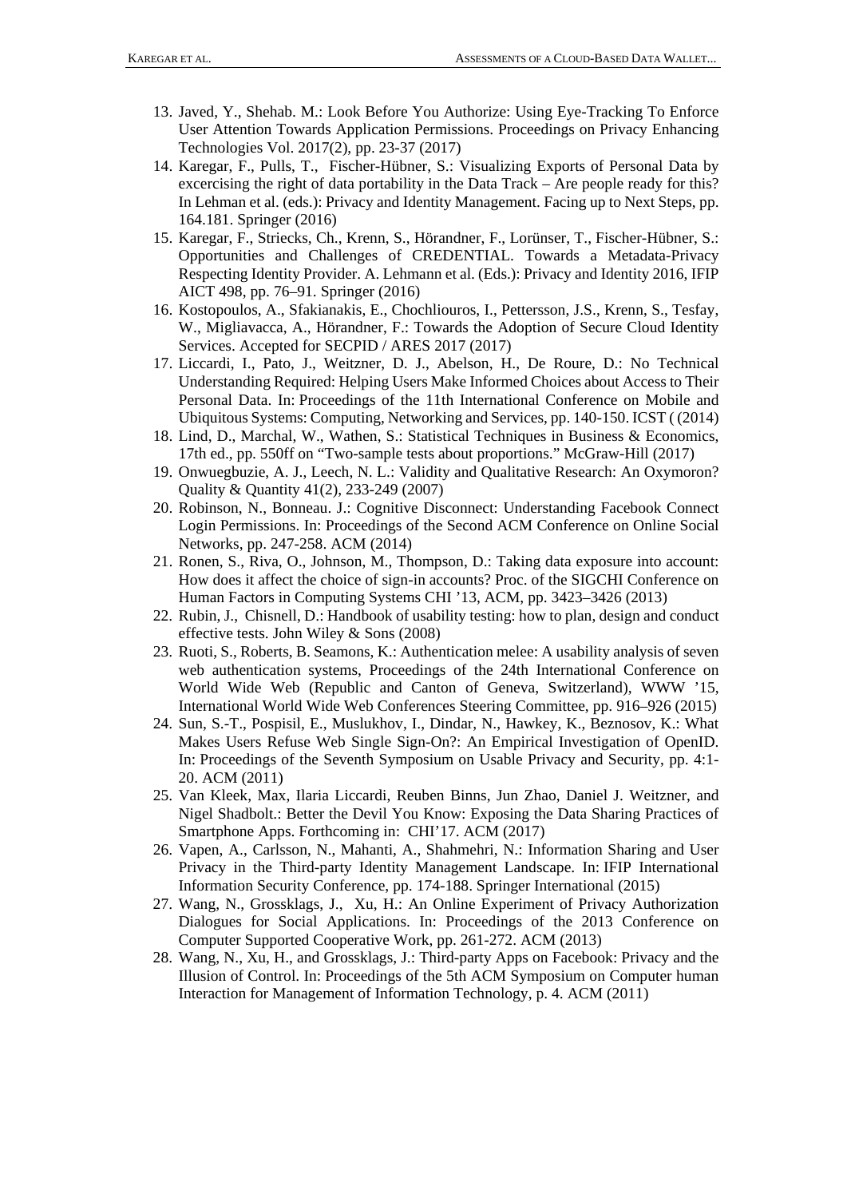13. Javed, Y., Shehab. M.: Look Before You Authorize: Using Eye-Tracking To Enforce User Attention Towards Application Permissions. Proceedings on Privacy Enhancing Technologies Vol. 2017(2), pp. 23-37 (2017)
14. Karegar, F., Pulls, T., Fischer-Hübner, S.: Visualizing Exports of Personal Data by excercising the right of data portability in the Data Track – Are people ready for this? In Lehman et al. (eds.): Privacy and Identity Management. Facing up to Next Steps, pp. 164.181. Springer (2016)
15. Karegar, F., Striecks, Ch., Krenn, S., Hörandner, F., Lorünser, T., Fischer-Hübner, S.: Opportunities and Challenges of CREDENTIAL. Towards a Metadata-Privacy Respecting Identity Provider. A. Lehmann et al. (Eds.): Privacy and Identity 2016, IFIP AICT 498, pp. 76–91. Springer (2016)
16. Kostopoulos, A., Sfakianakis, E., Chochliouros, I., Pettersson, J.S., Krenn, S., Tesfay, W., Migliavacca, A., Hörandner, F.: Towards the Adoption of Secure Cloud Identity Services. Accepted for SECPID / ARES 2017 (2017)
17. Liccardi, I., Pato, J., Weitzner, D. J., Abelson, H., De Roure, D.: No Technical Understanding Required: Helping Users Make Informed Choices about Access to Their Personal Data. In: Proceedings of the 11th International Conference on Mobile and Ubiquitous Systems: Computing, Networking and Services, pp. 140-150. ICST ( (2014)
18. Lind, D., Marchal, W., Wathen, S.: Statistical Techniques in Business & Economics, 17th ed., pp. 550ff on "Two-sample tests about proportions." McGraw-Hill (2017)
19. Onwuegbuzie, A. J., Leech, N. L.: Validity and Qualitative Research: An Oxymoron? Quality & Quantity 41(2), 233-249 (2007)
20. Robinson, N., Bonneau. J.: Cognitive Disconnect: Understanding Facebook Connect Login Permissions. In: Proceedings of the Second ACM Conference on Online Social Networks, pp. 247-258. ACM (2014)
21. Ronen, S., Riva, O., Johnson, M., Thompson, D.: Taking data exposure into account: How does it affect the choice of sign-in accounts? Proc. of the SIGCHI Conference on Human Factors in Computing Systems CHI '13, ACM, pp. 3423–3426 (2013)
22. Rubin, J., Chisnell, D.: Handbook of usability testing: how to plan, design and conduct effective tests. John Wiley & Sons (2008)
23. Ruoti, S., Roberts, B. Seamons, K.: Authentication melee: A usability analysis of seven web authentication systems, Proceedings of the 24th International Conference on World Wide Web (Republic and Canton of Geneva, Switzerland), WWW '15, International World Wide Web Conferences Steering Committee, pp. 916–926 (2015)
24. Sun, S.-T., Pospisil, E., Muslukhov, I., Dindar, N., Hawkey, K., Beznosov, K.: What Makes Users Refuse Web Single Sign-On?: An Empirical Investigation of OpenID. In: Proceedings of the Seventh Symposium on Usable Privacy and Security, pp. 4:1-20. ACM (2011)
25. Van Kleek, Max, Ilaria Liccardi, Reuben Binns, Jun Zhao, Daniel J. Weitzner, and Nigel Shadbolt.: Better the Devil You Know: Exposing the Data Sharing Practices of Smartphone Apps. Forthcoming in: CHI'17. ACM (2017)
26. Vapen, A., Carlsson, N., Mahanti, A., Shahmehri, N.: Information Sharing and User Privacy in the Third-party Identity Management Landscape. In: IFIP International Information Security Conference, pp. 174-188. Springer International (2015)
27. Wang, N., Grossklags, J., Xu, H.: An Online Experiment of Privacy Authorization Dialogues for Social Applications. In: Proceedings of the 2013 Conference on Computer Supported Cooperative Work, pp. 261-272. ACM (2013)
28. Wang, N., Xu, H., and Grossklags, J.: Third-party Apps on Facebook: Privacy and the Illusion of Control. In: Proceedings of the 5th ACM Symposium on Computer human Interaction for Management of Information Technology, p. 4. ACM (2011)